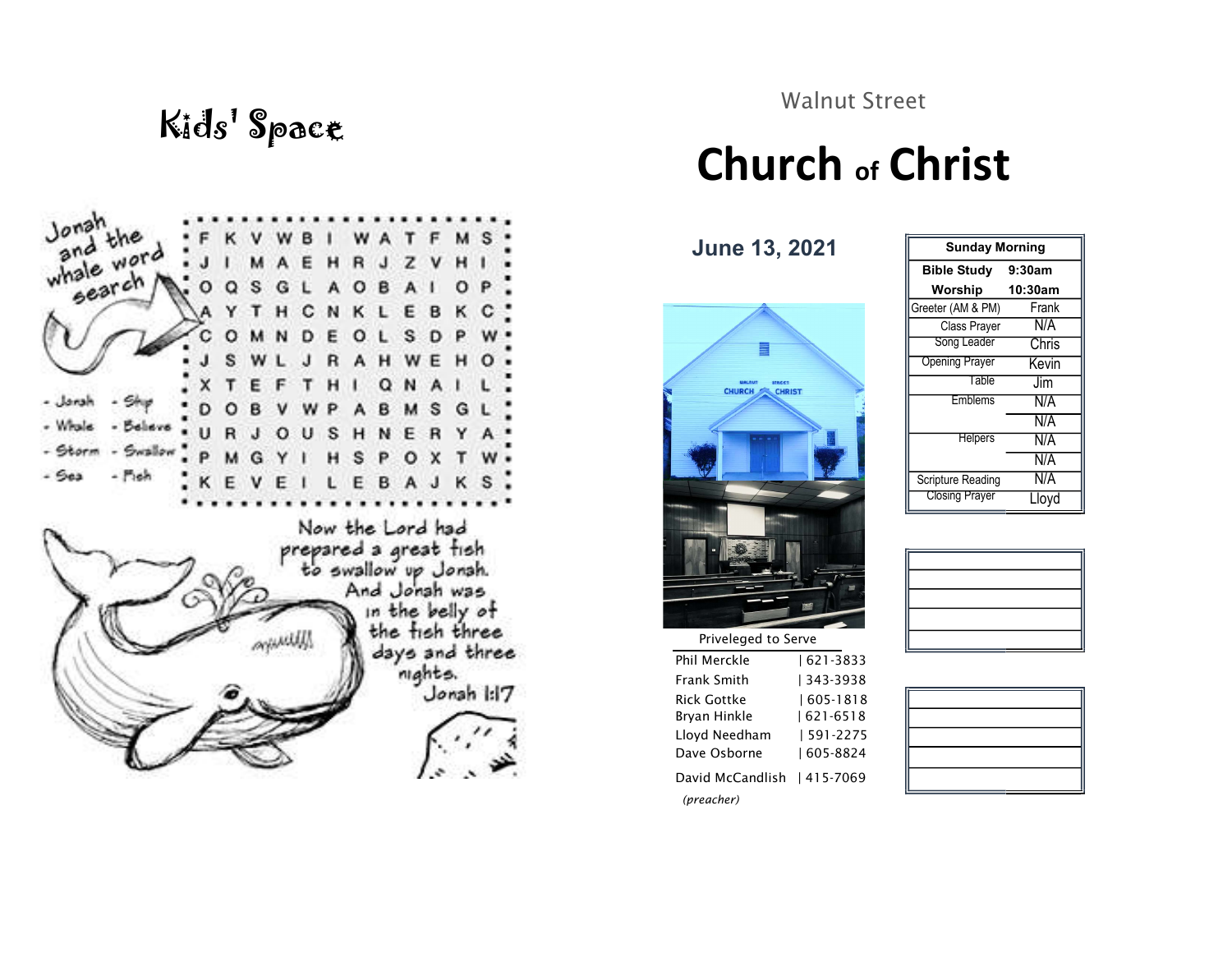# Kids' Space

Jonah and the whale word search

```
F K V W B I W A T F M S
J I M A E H R J Z V H I
O Q S G L A O B A I O P
A Y T H C N K L E B K C
C O M N D E O L S D P W
J S W L J R A H W E H O
X T E F T H I Q N A I L
D O B V W P A B M S G L
U R J O U S H N E R Y A
P M G Y I H S P O X T W
K E V E I L E B A J K S
```

- Jonah
- Ship
- Whale
- Believe
- Storm
- Swallow
- Sea
- Fish

Now the Lord had prepared a great fish to swallow up Jonah. And Jonah was in the belly of the fish three days and three nights.
Jonah 1:17

Walnut Street

# Church of Christ

## June 13, 2021

Priveleged to Serve

| | |
|---|---|
| Phil Merckle | 621-3833 |
| Frank Smith | 343-3938 |
| Rick Gottke | 605-1818 |
| Bryan Hinkle | 621-6518 |
| Lloyd Needham | 591-2275 |
| Dave Osborne | 605-8824 |
| David McCandlish | 415-7069 |

*(preacher)*

| Sunday Morning | |
|---|---|
| **Bible Study** | **9:30am** |
| **Worship** | **10:30am** |
| Greeter (AM & PM) | Frank |
| Class Prayer | N/A |
| Song Leader | Chris |
| Opening Prayer | Kevin |
| Table | Jim |
| Emblems | N/A |
| | N/A |
| Helpers | N/A |
| | N/A |
| Scripture Reading | N/A |
| Closing Prayer | Lloyd |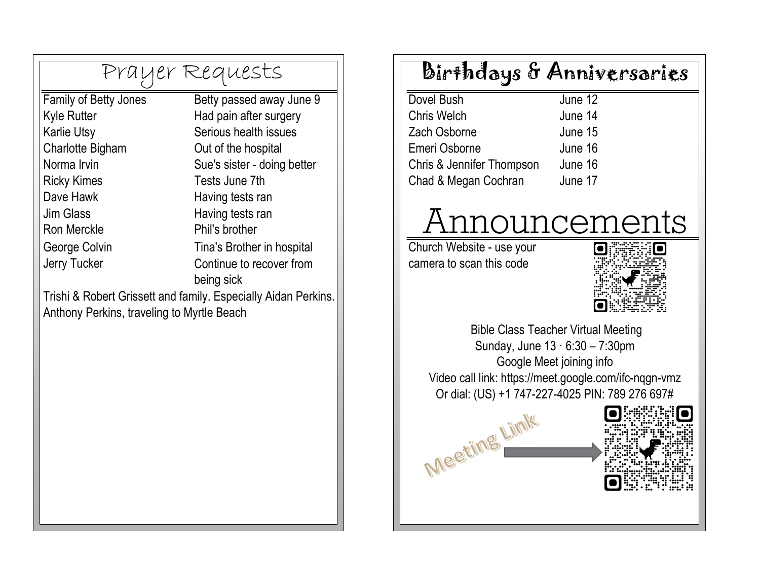# Prayer Requests

| | |
|---|---|
| Family of Betty Jones | Betty passed away June 9 |
| Kyle Rutter | Had pain after surgery |
| Karlie Utsy | Serious health issues |
| Charlotte Bigham | Out of the hospital |
| Norma Irvin | Sue's sister - doing better |
| Ricky Kimes | Tests June 7th |
| Dave Hawk | Having tests ran |
| Jim Glass | Having tests ran |
| Ron Merckle | Phil's brother |
| George Colvin | Tina's Brother in hospital |
| Jerry Tucker | Continue to recover from being sick |

Trishi & Robert Grissett and family. Especially Aidan Perkins.

Anthony Perkins, traveling to Myrtle Beach

# Birthdays & Anniversaries

| | |
|---|---|
| Dovel Bush | June 12 |
| Chris Welch | June 14 |
| Zach Osborne | June 15 |
| Emeri Osborne | June 16 |
| Chris & Jennifer Thompson | June 16 |
| Chad & Megan Cochran | June 17 |

# Announcements

Church Website - use your camera to scan this code

Bible Class Teacher Virtual Meeting
Sunday, June 13 · 6:30 – 7:30pm
Google Meet joining info
Video call link: https://meet.google.com/ifc-nqgn-vmz
Or dial: (US) +1 747-227-4025 PIN: 789 276 697#

Meeting Link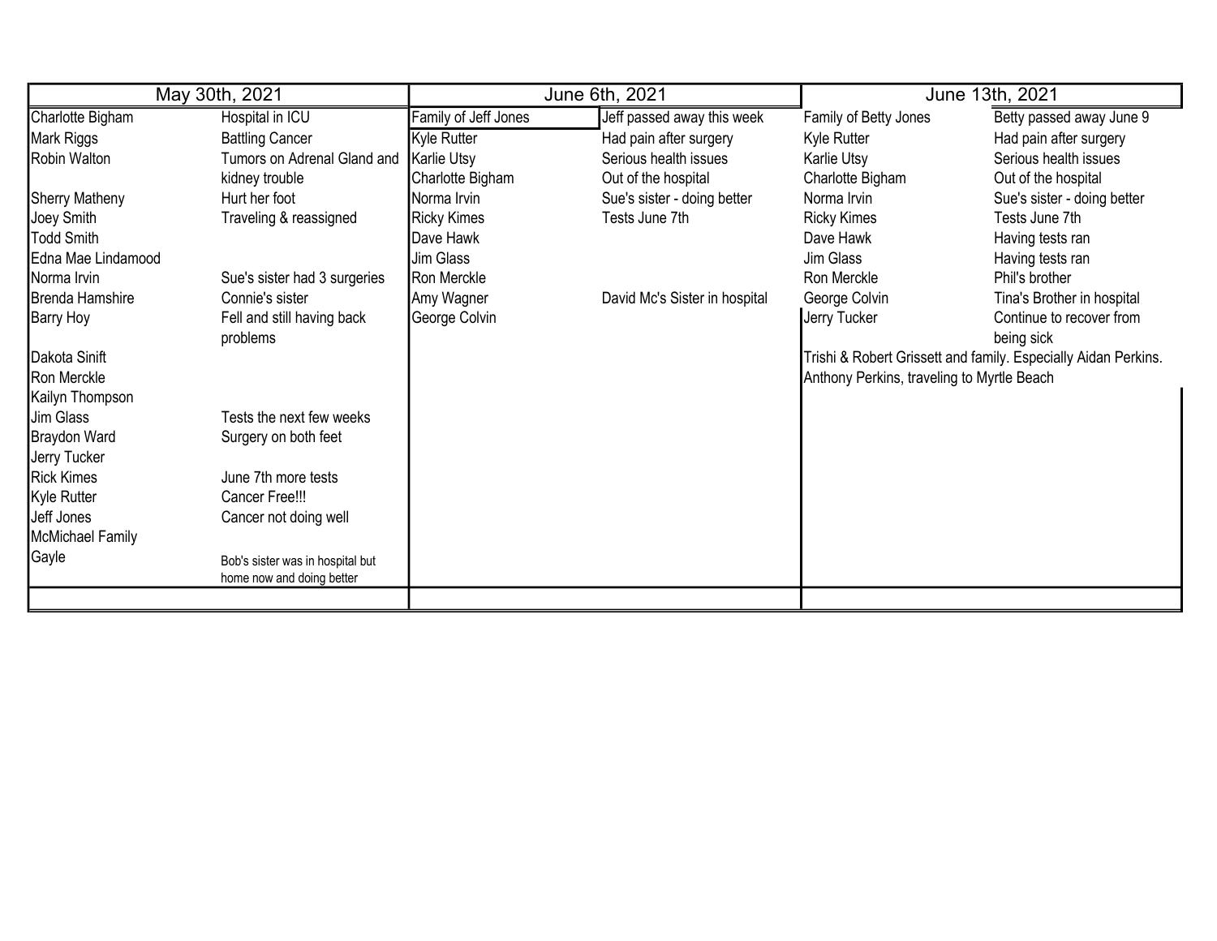| May 30th, 2021 | | June 6th, 2021 | | June 13th, 2021 | |
|---|---|---|---|---|---|
| Charlotte Bigham | Hospital in ICU | Family of Jeff Jones | Jeff passed away this week | Family of Betty Jones | Betty passed away June 9 |
| Mark Riggs | Battling Cancer | Kyle Rutter | Had pain after surgery | Kyle Rutter | Had pain after surgery |
| Robin Walton | Tumors on Adrenal Gland and kidney trouble | Karlie Utsy | Serious health issues | Karlie Utsy | Serious health issues |
| | | Charlotte Bigham | Out of the hospital | Charlotte Bigham | Out of the hospital |
| Sherry Matheny | Hurt her foot | Norma Irvin | Sue's sister - doing better | Norma Irvin | Sue's sister - doing better |
| Joey Smith | Traveling & reassigned | Ricky Kimes | Tests June 7th | Ricky Kimes | Tests June 7th |
| Todd Smith | | Dave Hawk | | Dave Hawk | Having tests ran |
| Edna Mae Lindamood | | Jim Glass | | Jim Glass | Having tests ran |
| Norma Irvin | Sue's sister had 3 surgeries | Ron Merckle | | Ron Merckle | Phil's brother |
| Brenda Hamshire | Connie's sister | Amy Wagner | David Mc's Sister in hospital | George Colvin | Tina's Brother in hospital |
| Barry Hoy | Fell and still having back problems | George Colvin | | Jerry Tucker | Continue to recover from being sick |
| Dakota Sinift | | | | Trishi & Robert Grissett and family. Especially Aidan Perkins. | |
| Ron Merckle | | | | Anthony Perkins, traveling to Myrtle Beach | |
| Kailyn Thompson | | | | | |
| Jim Glass | Tests the next few weeks | | | | |
| Braydon Ward | Surgery on both feet | | | | |
| Jerry Tucker | | | | | |
| Rick Kimes | June 7th more tests | | | | |
| Kyle Rutter | Cancer Free!!! | | | | |
| Jeff Jones | Cancer not doing well | | | | |
| McMichael Family | | | | | |
| Gayle | Bob's sister was in hospital but home now and doing better | | | | |